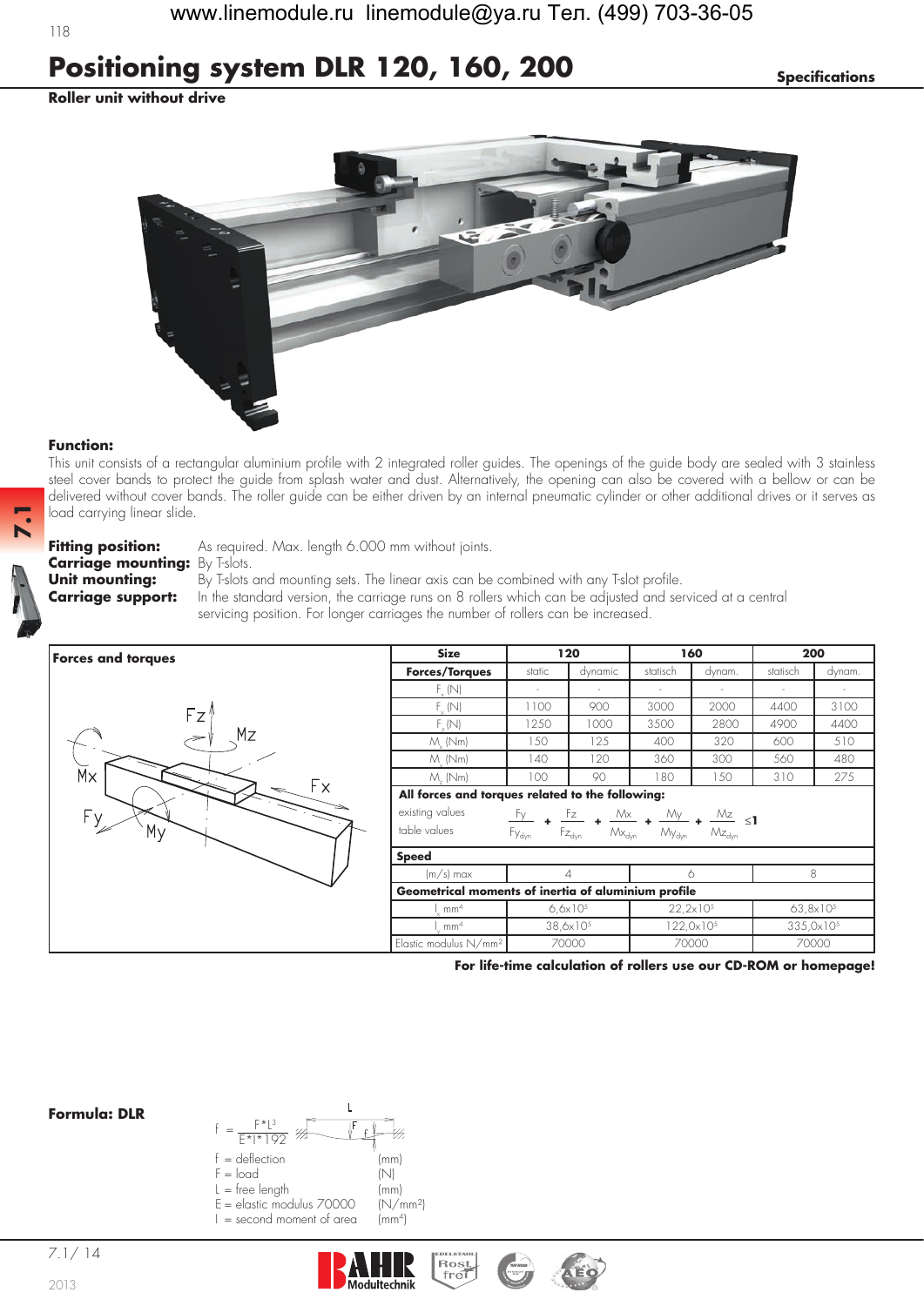# Positioning system DLR 120, 160, 200

**Specifications**

**Roller unit without drive**

**Function:**
This unit consists of a rectangular aluminium profile with 2 integrated roller guides. The openings of the guide body are sealed with 3 stainless steel cover bands to protect the guide from splash water and dust. Alternatively, the opening can also be covered with a bellow or can be delivered without cover bands. The roller guide can be either driven by an internal pneumatic cylinder or other additional drives or it serves as load carrying linear slide.

**Fitting position:** As required. Max. length 6.000 mm without joints.
**Carriage mounting:** By T-slots.
**Unit mounting:** By T-slots and mounting sets. The linear axis can be combined with any T-slot profile.
**Carriage support:** In the standard version, the carriage runs on 8 rollers which can be adjusted and serviced at a central servicing position. For longer carriages the number of rollers can be increased.

**Forces and torques**

| Size | 120 | | 160 | | 200 | |
|---|---|---|---|---|---|---|
| **Forces/Torques** | static | dynamic | statisch | dynam. | statisch | dynam. |
| $F_x$ (N) | - | - | - | - | - | - |
| $F_y$ (N) | 1100 | 900 | 3000 | 2000 | 4400 | 3100 |
| $F_z$ (N) | 1250 | 1000 | 3500 | 2800 | 4900 | 4400 |
| $M_x$ (Nm) | 150 | 125 | 400 | 320 | 600 | 510 |
| $M_y$ (Nm) | 140 | 120 | 360 | 300 | 560 | 480 |
| $M_z$ (Nm) | 100 | 90 | 180 | 150 | 310 | 275 |

**All forces and torques related to the following:**

existing values / table values

$$\frac{Fy}{Fy_{dyn}} + \frac{Fz}{Fz_{dyn}} + \frac{Mx}{Mx_{dyn}} + \frac{My}{My_{dyn}} + \frac{Mz}{Mz_{dyn}} \leq 1$$

| Speed | 120 | 160 | 200 |
|---|---|---|---|
| (m/s) max | 4 | 6 | 8 |
| **Geometrical moments of inertia of aluminium profile** | | | |
| $I_x$ mm⁴ | $6{,}6\times10^5$ | $22{,}2\times10^5$ | $63{,}8\times10^5$ |
| $I_y$ mm⁴ | $38{,}6\times10^5$ | $122{,}0\times10^5$ | $335{,}0\times10^5$ |
| Elastic modulus N/mm² | 70000 | 70000 | 70000 |

**For life-time calculation of rollers use our CD-ROM or homepage!**

**Formula: DLR**

$$f = \frac{F*L^3}{E*I*192}$$

f = deflection (mm)
F = load (N)
L = free length (mm)
E = elastic modulus 70000 (N/mm²)
I = second moment of area (mm⁴)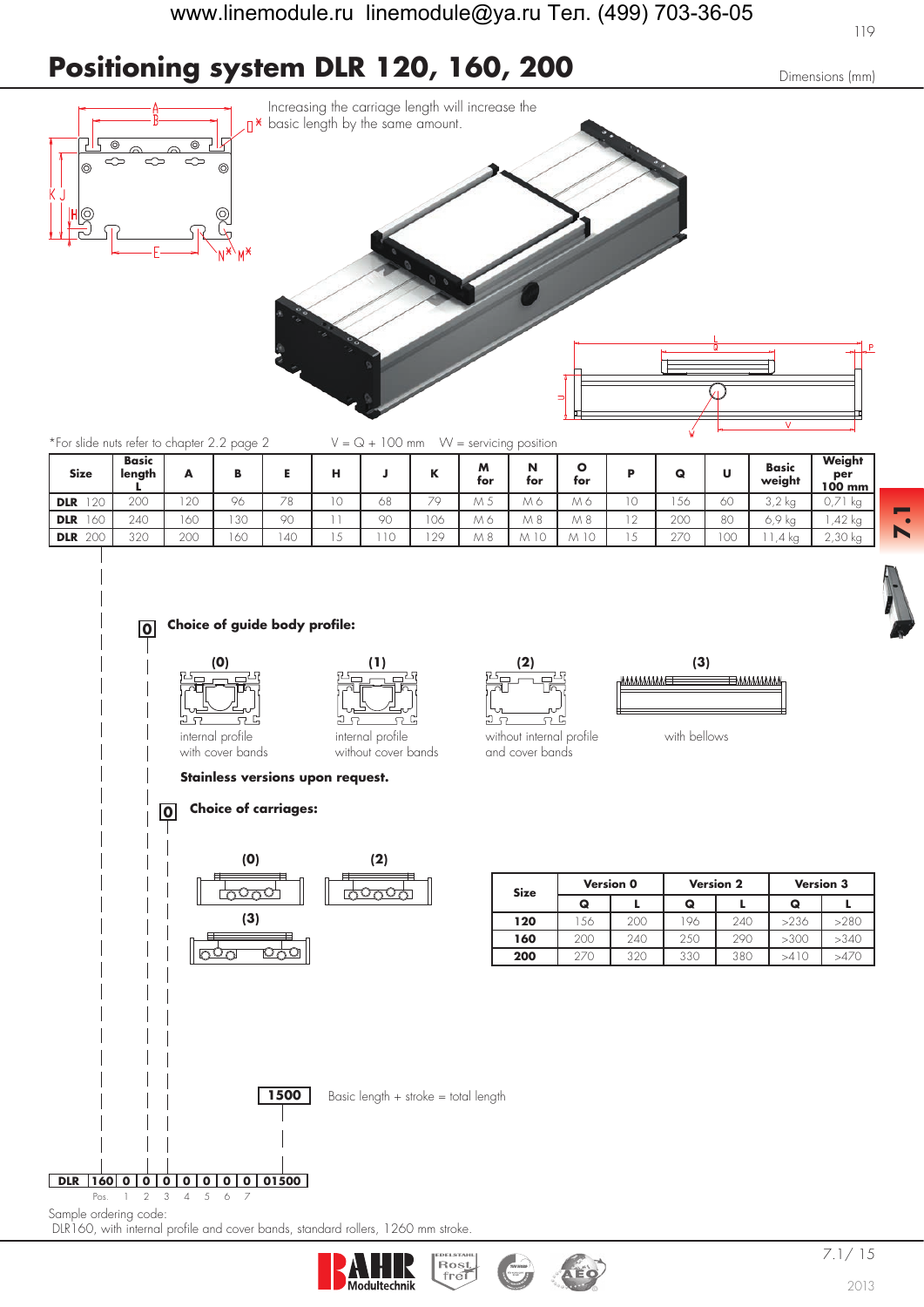www.linemodule.ru linemodule@ya.ru Тел. (499) 703-36-05

# Positioning system DLR 120, 160, 200

Dimensions (mm)

Increasing the carriage length will increase the basic length by the same amount.

*For slide nuts refer to chapter 2.2 page 2 V = Q + 100 mm W = servicing position

| Size | Basic length L | A | B | E | H | J | K | M for | N for | O for | P | Q | U | Basic weight | Weight per 100 mm |
|---|---|---|---|---|---|---|---|---|---|---|---|---|---|---|---|
| DLR 120 | 200 | 120 | 96 | 78 | 10 | 68 | 79 | M 5 | M 6 | M 6 | 10 | 156 | 60 | 3,2 kg | 0,71 kg |
| DLR 160 | 240 | 160 | 130 | 90 | 11 | 90 | 106 | M 6 | M 8 | M 8 | 12 | 200 | 80 | 6,9 kg | 1,42 kg |
| DLR 200 | 320 | 200 | 160 | 140 | 15 | 110 | 129 | M 8 | M 10 | M 10 | 15 | 270 | 100 | 11,4 kg | 2,30 kg |

**0** **Choice of guide body profile:**

(0) internal profile with cover bands

(1) internal profile without cover bands

(2) without internal profile and cover bands

(3) with bellows

**Stainless versions upon request.**

**0** **Choice of carriages:**

(0)

(2)

(3)

| Size | Version 0 | | Version 2 | | Version 3 | |
|---|---|---|---|---|---|---|
| | Q | L | Q | L | Q | L |
| 120 | 156 | 200 | 196 | 240 | >236 | >280 |
| 160 | 200 | 240 | 250 | 290 | >300 | >340 |
| 200 | 270 | 320 | 330 | 380 | >410 | >470 |

**1500** Basic length + stroke = total length

| DLR | 160 | 0 | 0 | 0 | 0 | 0 | 0 | 01500 |
|---|---|---|---|---|---|---|---|---|
| Pos. | 1 | 2 | 3 | 4 | 5 | 6 | 7 | |

Sample ordering code:
DLR160, with internal profile and cover bands, standard rollers, 1260 mm stroke.

7.1/ 15

2013